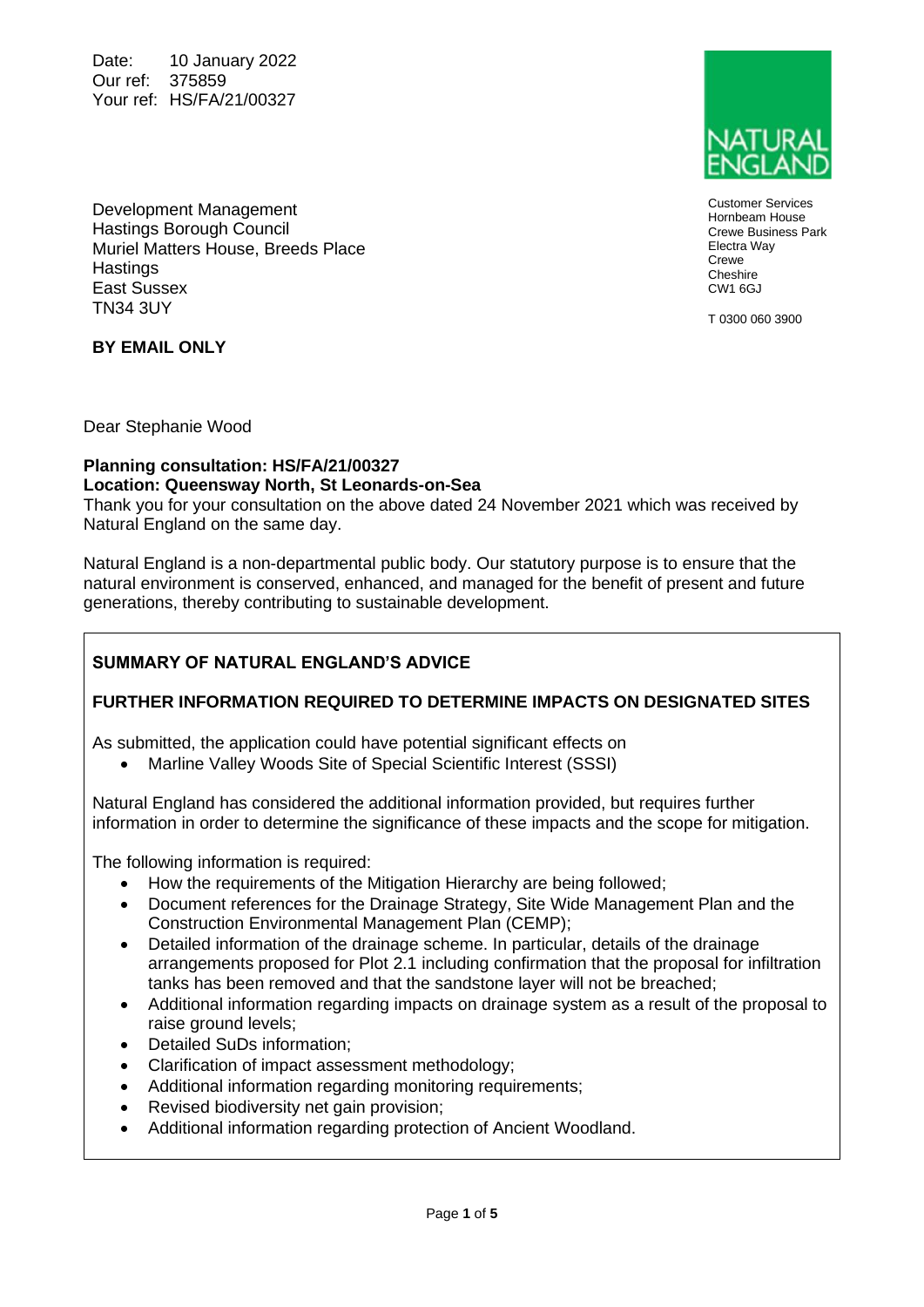Date: 10 January 2022
Our ref: 375859
Your ref: HS/FA/21/00327

NATURAL ENGLAND

Customer Services
Hornbeam House
Crewe Business Park
Electra Way
Crewe
Cheshire
CW1 6GJ

T 0300 060 3900

Development Management
Hastings Borough Council
Muriel Matters House, Breeds Place
Hastings
East Sussex
TN34 3UY

**BY EMAIL ONLY**

Dear Stephanie Wood

**Planning consultation: HS/FA/21/00327**
**Location: Queensway North, St Leonards-on-Sea**

Thank you for your consultation on the above dated 24 November 2021 which was received by Natural England on the same day.

Natural England is a non-departmental public body. Our statutory purpose is to ensure that the natural environment is conserved, enhanced, and managed for the benefit of present and future generations, thereby contributing to sustainable development.

**SUMMARY OF NATURAL ENGLAND'S ADVICE**

**FURTHER INFORMATION REQUIRED TO DETERMINE IMPACTS ON DESIGNATED SITES**

As submitted, the application could have potential significant effects on

- Marline Valley Woods Site of Special Scientific Interest (SSSI)

Natural England has considered the additional information provided, but requires further information in order to determine the significance of these impacts and the scope for mitigation.

The following information is required:

- How the requirements of the Mitigation Hierarchy are being followed;
- Document references for the Drainage Strategy, Site Wide Management Plan and the Construction Environmental Management Plan (CEMP);
- Detailed information of the drainage scheme. In particular, details of the drainage arrangements proposed for Plot 2.1 including confirmation that the proposal for infiltration tanks has been removed and that the sandstone layer will not be breached;
- Additional information regarding impacts on drainage system as a result of the proposal to raise ground levels;
- Detailed SuDs information;
- Clarification of impact assessment methodology;
- Additional information regarding monitoring requirements;
- Revised biodiversity net gain provision;
- Additional information regarding protection of Ancient Woodland.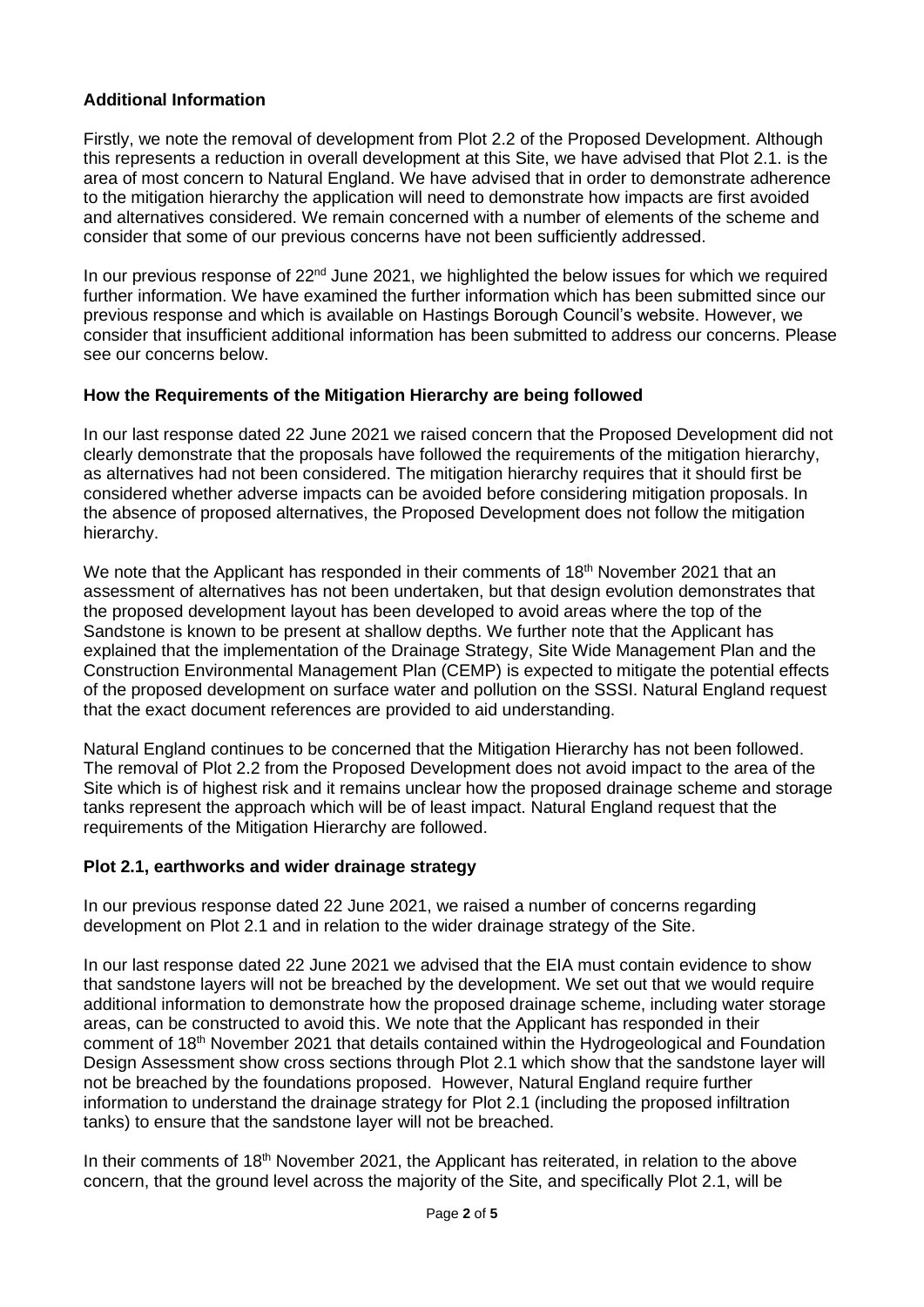**Additional Information**

Firstly, we note the removal of development from Plot 2.2 of the Proposed Development. Although this represents a reduction in overall development at this Site, we have advised that Plot 2.1. is the area of most concern to Natural England. We have advised that in order to demonstrate adherence to the mitigation hierarchy the application will need to demonstrate how impacts are first avoided and alternatives considered. We remain concerned with a number of elements of the scheme and consider that some of our previous concerns have not been sufficiently addressed.

In our previous response of 22nd June 2021, we highlighted the below issues for which we required further information. We have examined the further information which has been submitted since our previous response and which is available on Hastings Borough Council's website. However, we consider that insufficient additional information has been submitted to address our concerns. Please see our concerns below.

**How the Requirements of the Mitigation Hierarchy are being followed**

In our last response dated 22 June 2021 we raised concern that the Proposed Development did not clearly demonstrate that the proposals have followed the requirements of the mitigation hierarchy, as alternatives had not been considered. The mitigation hierarchy requires that it should first be considered whether adverse impacts can be avoided before considering mitigation proposals. In the absence of proposed alternatives, the Proposed Development does not follow the mitigation hierarchy.

We note that the Applicant has responded in their comments of 18th November 2021 that an assessment of alternatives has not been undertaken, but that design evolution demonstrates that the proposed development layout has been developed to avoid areas where the top of the Sandstone is known to be present at shallow depths. We further note that the Applicant has explained that the implementation of the Drainage Strategy, Site Wide Management Plan and the Construction Environmental Management Plan (CEMP) is expected to mitigate the potential effects of the proposed development on surface water and pollution on the SSSI. Natural England request that the exact document references are provided to aid understanding.

Natural England continues to be concerned that the Mitigation Hierarchy has not been followed. The removal of Plot 2.2 from the Proposed Development does not avoid impact to the area of the Site which is of highest risk and it remains unclear how the proposed drainage scheme and storage tanks represent the approach which will be of least impact. Natural England request that the requirements of the Mitigation Hierarchy are followed.

**Plot 2.1, earthworks and wider drainage strategy**

In our previous response dated 22 June 2021, we raised a number of concerns regarding development on Plot 2.1 and in relation to the wider drainage strategy of the Site.

In our last response dated 22 June 2021 we advised that the EIA must contain evidence to show that sandstone layers will not be breached by the development. We set out that we would require additional information to demonstrate how the proposed drainage scheme, including water storage areas, can be constructed to avoid this. We note that the Applicant has responded in their comment of 18th November 2021 that details contained within the Hydrogeological and Foundation Design Assessment show cross sections through Plot 2.1 which show that the sandstone layer will not be breached by the foundations proposed. However, Natural England require further information to understand the drainage strategy for Plot 2.1 (including the proposed infiltration tanks) to ensure that the sandstone layer will not be breached.

In their comments of 18th November 2021, the Applicant has reiterated, in relation to the above concern, that the ground level across the majority of the Site, and specifically Plot 2.1, will be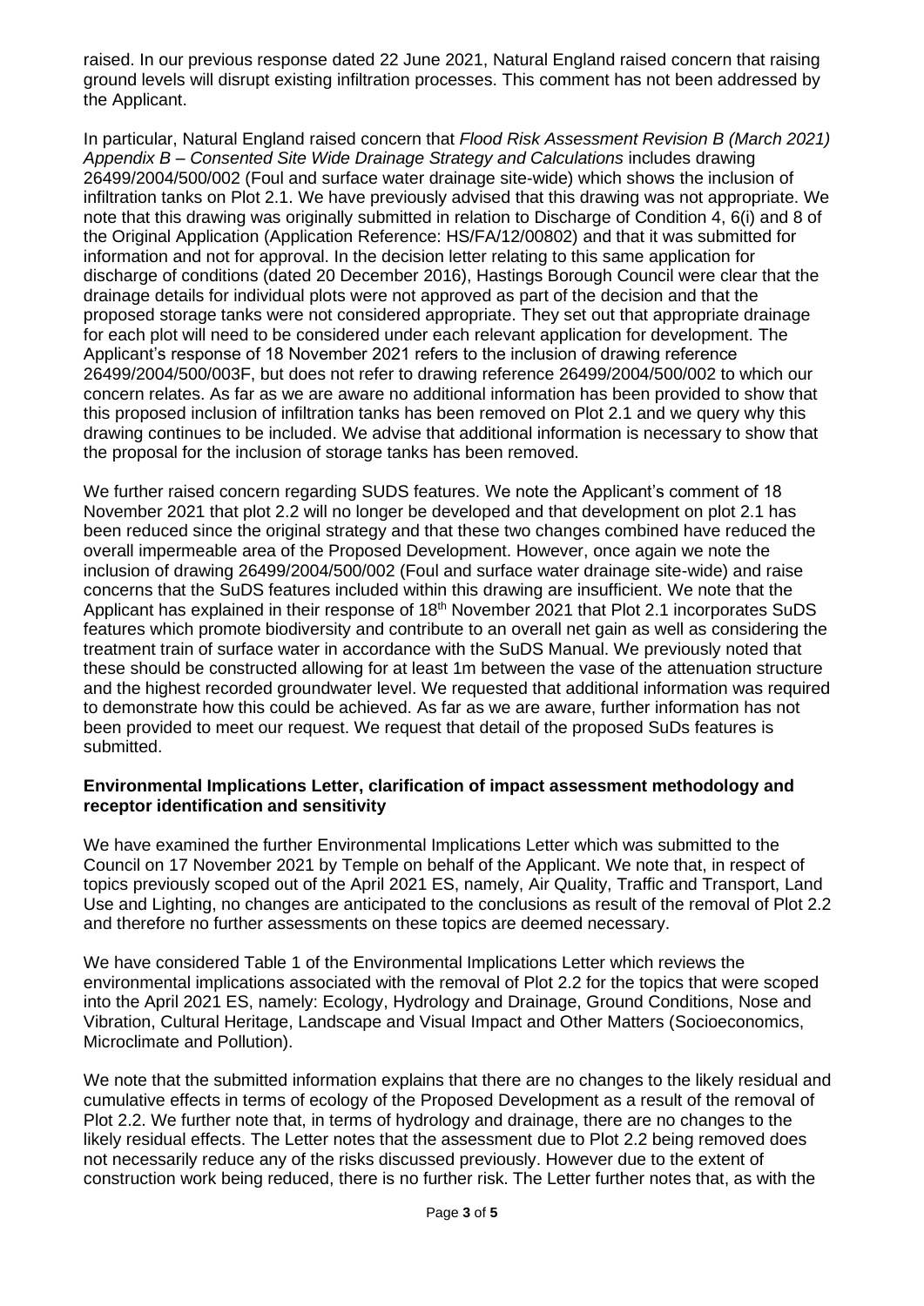raised. In our previous response dated 22 June 2021, Natural England raised concern that raising ground levels will disrupt existing infiltration processes. This comment has not been addressed by the Applicant.

In particular, Natural England raised concern that *Flood Risk Assessment Revision B (March 2021) Appendix B – Consented Site Wide Drainage Strategy and Calculations* includes drawing 26499/2004/500/002 (Foul and surface water drainage site-wide) which shows the inclusion of infiltration tanks on Plot 2.1. We have previously advised that this drawing was not appropriate. We note that this drawing was originally submitted in relation to Discharge of Condition 4, 6(i) and 8 of the Original Application (Application Reference: HS/FA/12/00802) and that it was submitted for information and not for approval. In the decision letter relating to this same application for discharge of conditions (dated 20 December 2016), Hastings Borough Council were clear that the drainage details for individual plots were not approved as part of the decision and that the proposed storage tanks were not considered appropriate. They set out that appropriate drainage for each plot will need to be considered under each relevant application for development. The Applicant's response of 18 November 2021 refers to the inclusion of drawing reference 26499/2004/500/003F, but does not refer to drawing reference 26499/2004/500/002 to which our concern relates. As far as we are aware no additional information has been provided to show that this proposed inclusion of infiltration tanks has been removed on Plot 2.1 and we query why this drawing continues to be included. We advise that additional information is necessary to show that the proposal for the inclusion of storage tanks has been removed.

We further raised concern regarding SUDS features. We note the Applicant's comment of 18 November 2021 that plot 2.2 will no longer be developed and that development on plot 2.1 has been reduced since the original strategy and that these two changes combined have reduced the overall impermeable area of the Proposed Development. However, once again we note the inclusion of drawing 26499/2004/500/002 (Foul and surface water drainage site-wide) and raise concerns that the SuDS features included within this drawing are insufficient. We note that the Applicant has explained in their response of 18th November 2021 that Plot 2.1 incorporates SuDS features which promote biodiversity and contribute to an overall net gain as well as considering the treatment train of surface water in accordance with the SuDS Manual. We previously noted that these should be constructed allowing for at least 1m between the vase of the attenuation structure and the highest recorded groundwater level. We requested that additional information was required to demonstrate how this could be achieved. As far as we are aware, further information has not been provided to meet our request. We request that detail of the proposed SuDs features is submitted.

**Environmental Implications Letter, clarification of impact assessment methodology and receptor identification and sensitivity**

We have examined the further Environmental Implications Letter which was submitted to the Council on 17 November 2021 by Temple on behalf of the Applicant. We note that, in respect of topics previously scoped out of the April 2021 ES, namely, Air Quality, Traffic and Transport, Land Use and Lighting, no changes are anticipated to the conclusions as result of the removal of Plot 2.2 and therefore no further assessments on these topics are deemed necessary.

We have considered Table 1 of the Environmental Implications Letter which reviews the environmental implications associated with the removal of Plot 2.2 for the topics that were scoped into the April 2021 ES, namely: Ecology, Hydrology and Drainage, Ground Conditions, Nose and Vibration, Cultural Heritage, Landscape and Visual Impact and Other Matters (Socioeconomics, Microclimate and Pollution).

We note that the submitted information explains that there are no changes to the likely residual and cumulative effects in terms of ecology of the Proposed Development as a result of the removal of Plot 2.2. We further note that, in terms of hydrology and drainage, there are no changes to the likely residual effects. The Letter notes that the assessment due to Plot 2.2 being removed does not necessarily reduce any of the risks discussed previously. However due to the extent of construction work being reduced, there is no further risk. The Letter further notes that, as with the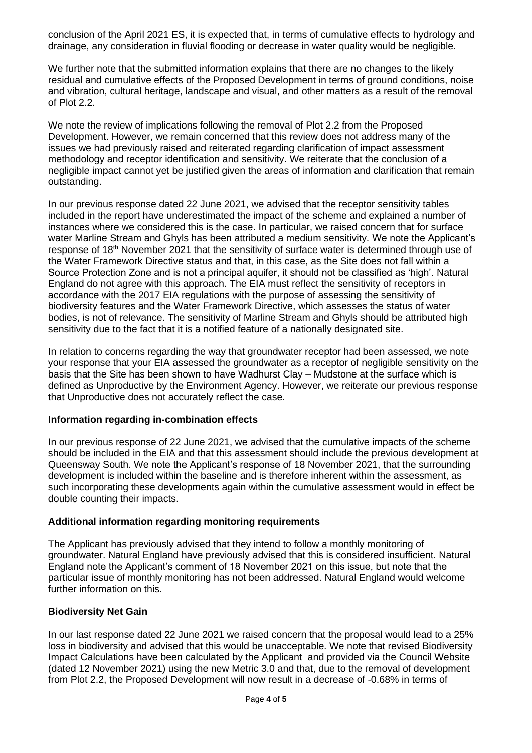conclusion of the April 2021 ES, it is expected that, in terms of cumulative effects to hydrology and drainage, any consideration in fluvial flooding or decrease in water quality would be negligible.

We further note that the submitted information explains that there are no changes to the likely residual and cumulative effects of the Proposed Development in terms of ground conditions, noise and vibration, cultural heritage, landscape and visual, and other matters as a result of the removal of Plot 2.2.

We note the review of implications following the removal of Plot 2.2 from the Proposed Development. However, we remain concerned that this review does not address many of the issues we had previously raised and reiterated regarding clarification of impact assessment methodology and receptor identification and sensitivity. We reiterate that the conclusion of a negligible impact cannot yet be justified given the areas of information and clarification that remain outstanding.

In our previous response dated 22 June 2021, we advised that the receptor sensitivity tables included in the report have underestimated the impact of the scheme and explained a number of instances where we considered this is the case. In particular, we raised concern that for surface water Marline Stream and Ghyls has been attributed a medium sensitivity. We note the Applicant's response of 18th November 2021 that the sensitivity of surface water is determined through use of the Water Framework Directive status and that, in this case, as the Site does not fall within a Source Protection Zone and is not a principal aquifer, it should not be classified as 'high'. Natural England do not agree with this approach. The EIA must reflect the sensitivity of receptors in accordance with the 2017 EIA regulations with the purpose of assessing the sensitivity of biodiversity features and the Water Framework Directive, which assesses the status of water bodies, is not of relevance. The sensitivity of Marline Stream and Ghyls should be attributed high sensitivity due to the fact that it is a notified feature of a nationally designated site.

In relation to concerns regarding the way that groundwater receptor had been assessed, we note your response that your EIA assessed the groundwater as a receptor of negligible sensitivity on the basis that the Site has been shown to have Wadhurst Clay – Mudstone at the surface which is defined as Unproductive by the Environment Agency. However, we reiterate our previous response that Unproductive does not accurately reflect the case.

**Information regarding in-combination effects**

In our previous response of 22 June 2021, we advised that the cumulative impacts of the scheme should be included in the EIA and that this assessment should include the previous development at Queensway South. We note the Applicant's response of 18 November 2021, that the surrounding development is included within the baseline and is therefore inherent within the assessment, as such incorporating these developments again within the cumulative assessment would in effect be double counting their impacts.

**Additional information regarding monitoring requirements**

The Applicant has previously advised that they intend to follow a monthly monitoring of groundwater. Natural England have previously advised that this is considered insufficient. Natural England note the Applicant's comment of 18 November 2021 on this issue, but note that the particular issue of monthly monitoring has not been addressed. Natural England would welcome further information on this.

**Biodiversity Net Gain**

In our last response dated 22 June 2021 we raised concern that the proposal would lead to a 25% loss in biodiversity and advised that this would be unacceptable. We note that revised Biodiversity Impact Calculations have been calculated by the Applicant and provided via the Council Website (dated 12 November 2021) using the new Metric 3.0 and that, due to the removal of development from Plot 2.2, the Proposed Development will now result in a decrease of -0.68% in terms of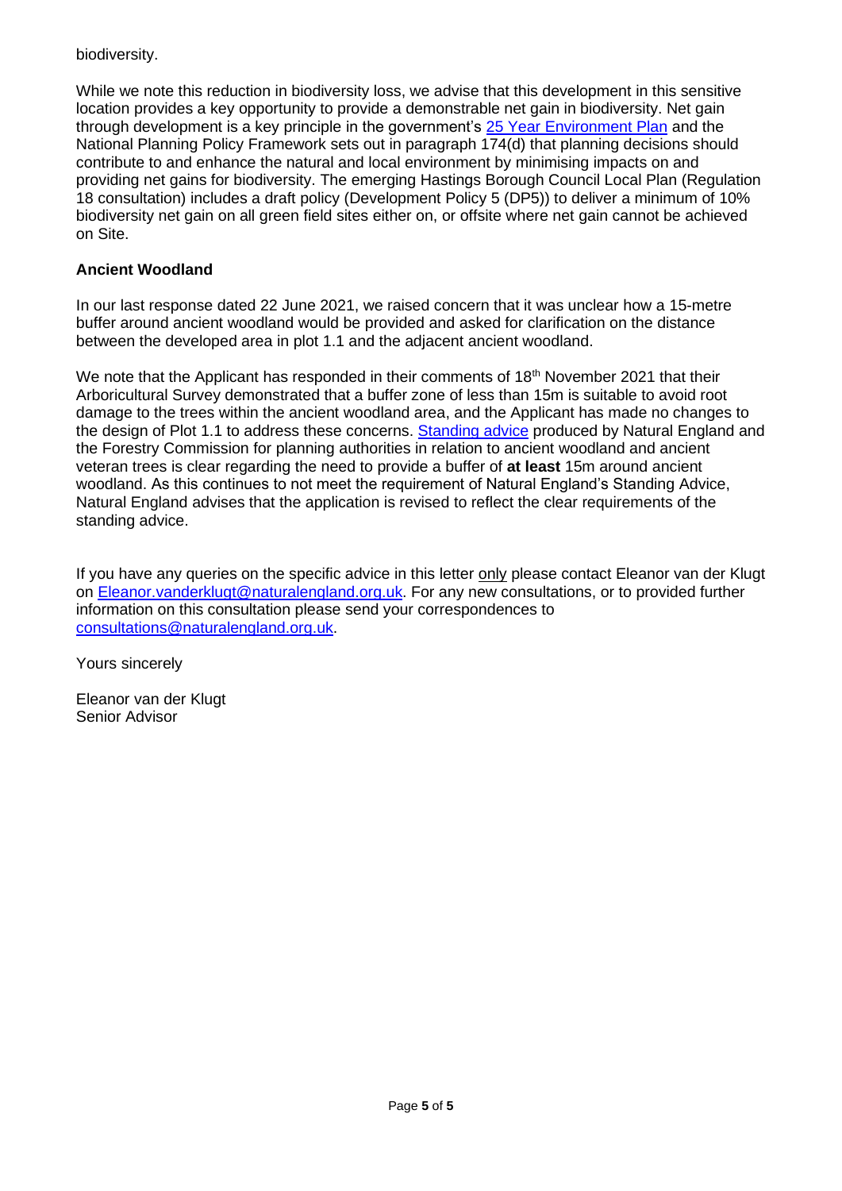biodiversity.

While we note this reduction in biodiversity loss, we advise that this development in this sensitive location provides a key opportunity to provide a demonstrable net gain in biodiversity. Net gain through development is a key principle in the government's 25 Year Environment Plan and the National Planning Policy Framework sets out in paragraph 174(d) that planning decisions should contribute to and enhance the natural and local environment by minimising impacts on and providing net gains for biodiversity. The emerging Hastings Borough Council Local Plan (Regulation 18 consultation) includes a draft policy (Development Policy 5 (DP5)) to deliver a minimum of 10% biodiversity net gain on all green field sites either on, or offsite where net gain cannot be achieved on Site.

**Ancient Woodland**

In our last response dated 22 June 2021, we raised concern that it was unclear how a 15-metre buffer around ancient woodland would be provided and asked for clarification on the distance between the developed area in plot 1.1 and the adjacent ancient woodland.

We note that the Applicant has responded in their comments of 18th November 2021 that their Arboricultural Survey demonstrated that a buffer zone of less than 15m is suitable to avoid root damage to the trees within the ancient woodland area, and the Applicant has made no changes to the design of Plot 1.1 to address these concerns. Standing advice produced by Natural England and the Forestry Commission for planning authorities in relation to ancient woodland and ancient veteran trees is clear regarding the need to provide a buffer of **at least** 15m around ancient woodland. As this continues to not meet the requirement of Natural England's Standing Advice, Natural England advises that the application is revised to reflect the clear requirements of the standing advice.

If you have any queries on the specific advice in this letter only please contact Eleanor van der Klugt on Eleanor.vanderklugt@naturalengland.org.uk. For any new consultations, or to provided further information on this consultation please send your correspondences to consultations@naturalengland.org.uk.

Yours sincerely

Eleanor van der Klugt
Senior Advisor